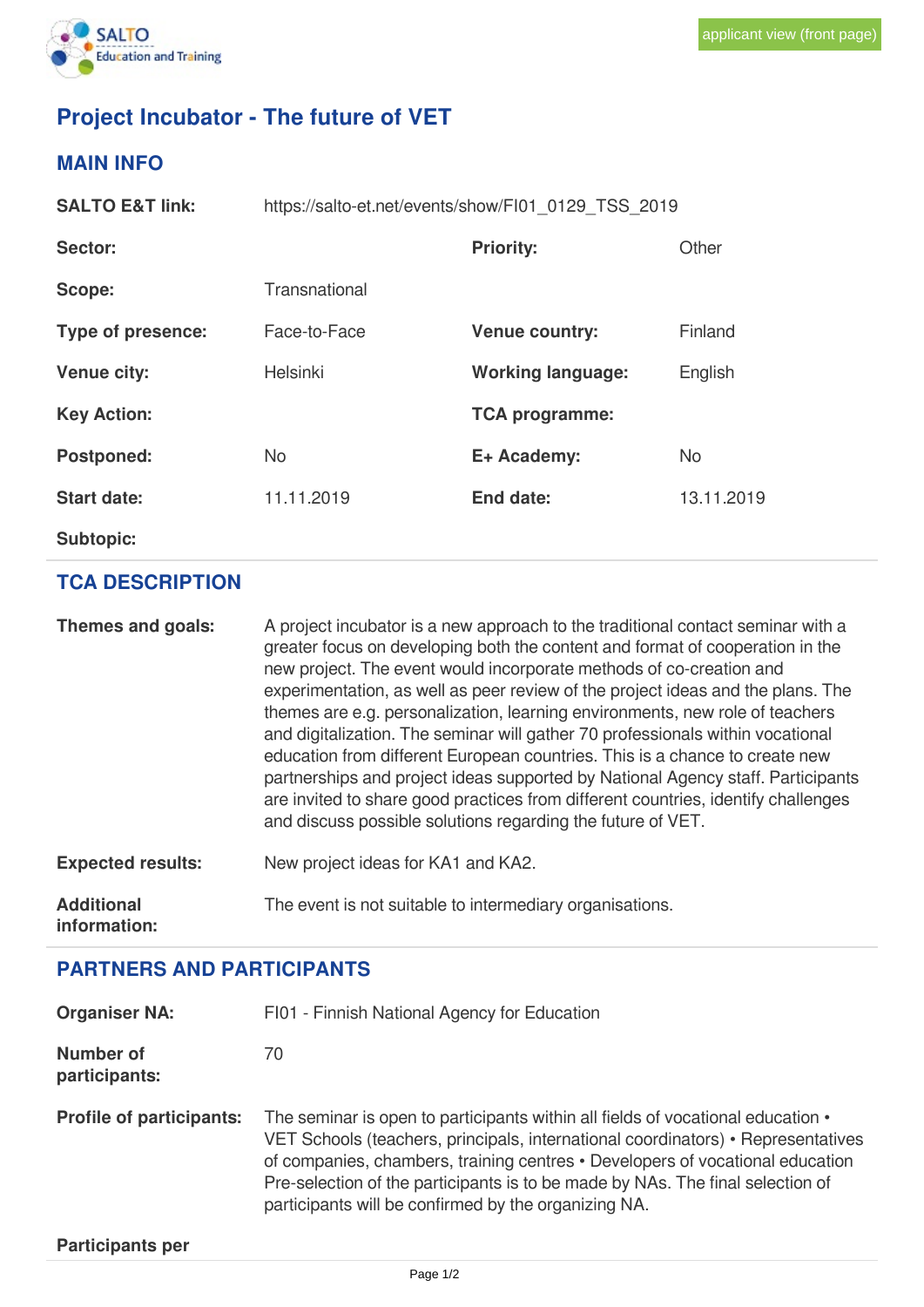applicant view (front page)

# Project Incubator - The future of VET

## MAIN INFO

| | | | |
|---|---|---|---|
| **SALTO E&T link:** | https://salto-et.net/events/show/FI01_0129_TSS_2019 | | |
| **Sector:** | | **Priority:** | Other |
| **Scope:** | Transnational | | |
| **Type of presence:** | Face-to-Face | **Venue country:** | Finland |
| **Venue city:** | Helsinki | **Working language:** | English |
| **Key Action:** | | **TCA programme:** | |
| **Postponed:** | No | **E+ Academy:** | No |
| **Start date:** | 11.11.2019 | **End date:** | 13.11.2019 |
| **Subtopic:** | | | |

## TCA DESCRIPTION

**Themes and goals:** A project incubator is a new approach to the traditional contact seminar with a greater focus on developing both the content and format of cooperation in the new project. The event would incorporate methods of co-creation and experimentation, as well as peer review of the project ideas and the plans. The themes are e.g. personalization, learning environments, new role of teachers and digitalization. The seminar will gather 70 professionals within vocational education from different European countries. This is a chance to create new partnerships and project ideas supported by National Agency staff. Participants are invited to share good practices from different countries, identify challenges and discuss possible solutions regarding the future of VET.

**Expected results:** New project ideas for KA1 and KA2.

**Additional information:** The event is not suitable to intermediary organisations.

## PARTNERS AND PARTICIPANTS

**Organiser NA:** FI01 - Finnish National Agency for Education

**Number of participants:** 70

**Profile of participants:** The seminar is open to participants within all fields of vocational education • VET Schools (teachers, principals, international coordinators) • Representatives of companies, chambers, training centres • Developers of vocational education Pre-selection of the participants is to be made by NAs. The final selection of participants will be confirmed by the organizing NA.

**Participants per**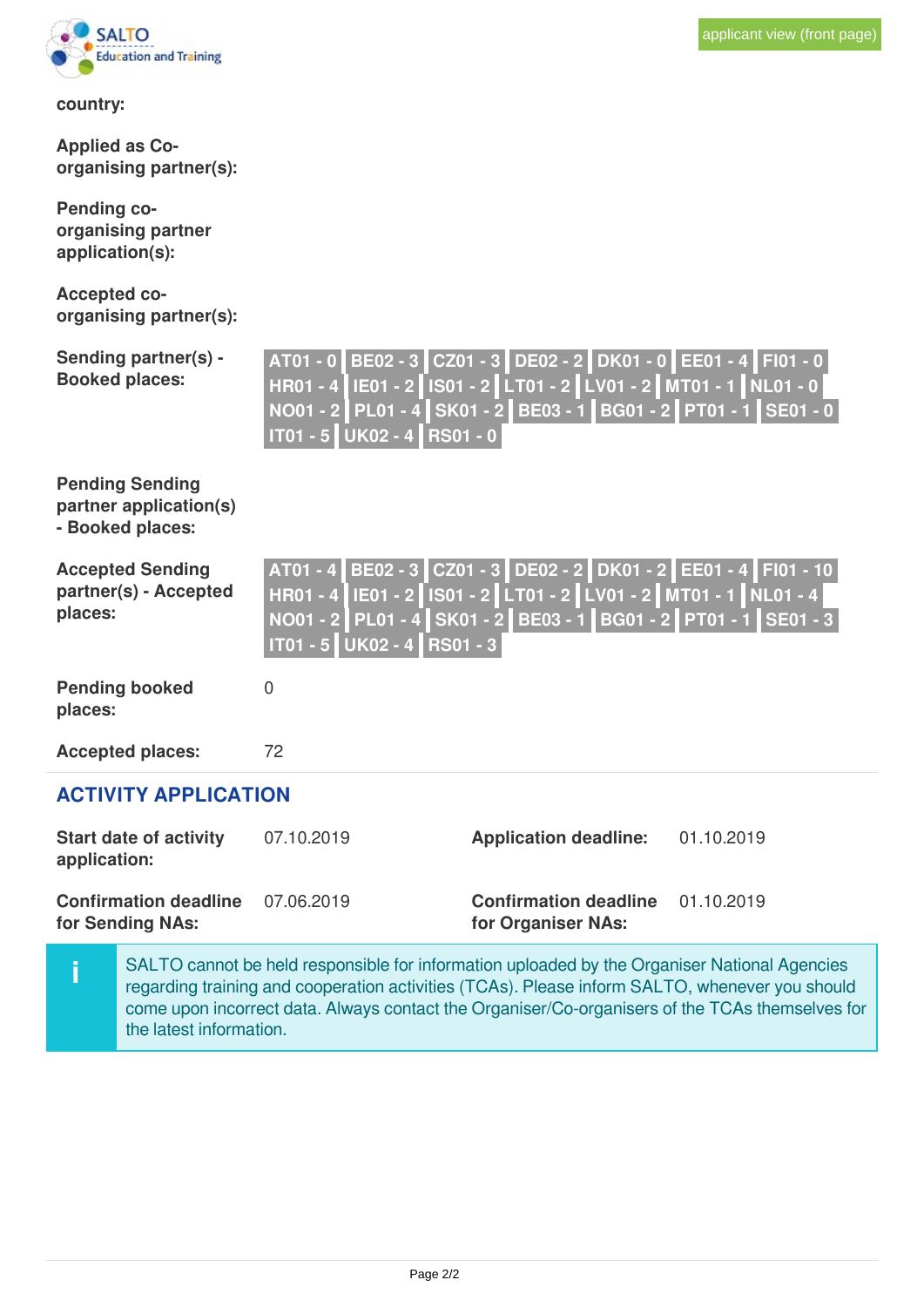applicant view (front page)

**country:**

**Applied as Co-organising partner(s):**

**Pending co-organising partner application(s):**

**Accepted co-organising partner(s):**

**Sending partner(s) - Booked places:** AT01 - 0 | BE02 - 3 | CZ01 - 3 | DE02 - 2 | DK01 - 0 | EE01 - 4 | FI01 - 0 | HR01 - 4 | IE01 - 2 | IS01 - 2 | LT01 - 2 | LV01 - 2 | MT01 - 1 | NL01 - 0 | NO01 - 2 | PL01 - 4 | SK01 - 2 | BE03 - 1 | BG01 - 2 | PT01 - 1 | SE01 - 0 | IT01 - 5 | UK02 - 4 | RS01 - 0

**Pending Sending partner application(s) - Booked places:**

**Accepted Sending partner(s) - Accepted places:** AT01 - 4 | BE02 - 3 | CZ01 - 3 | DE02 - 2 | DK01 - 2 | EE01 - 4 | FI01 - 10 | HR01 - 4 | IE01 - 2 | IS01 - 2 | LT01 - 2 | LV01 - 2 | MT01 - 1 | NL01 - 4 | NO01 - 2 | PL01 - 4 | SK01 - 2 | BE03 - 1 | BG01 - 2 | PT01 - 1 | SE01 - 3 | IT01 - 5 | UK02 - 4 | RS01 - 3

**Pending booked places:** 0

**Accepted places:** 72

## ACTIVITY APPLICATION

**Start date of activity application:** 07.10.2019

**Application deadline:** 01.10.2019

**Confirmation deadline for Sending NAs:** 07.06.2019

**Confirmation deadline for Organiser NAs:** 01.10.2019

i SALTO cannot be held responsible for information uploaded by the Organiser National Agencies regarding training and cooperation activities (TCAs). Please inform SALTO, whenever you should come upon incorrect data. Always contact the Organiser/Co-organisers of the TCAs themselves for the latest information.